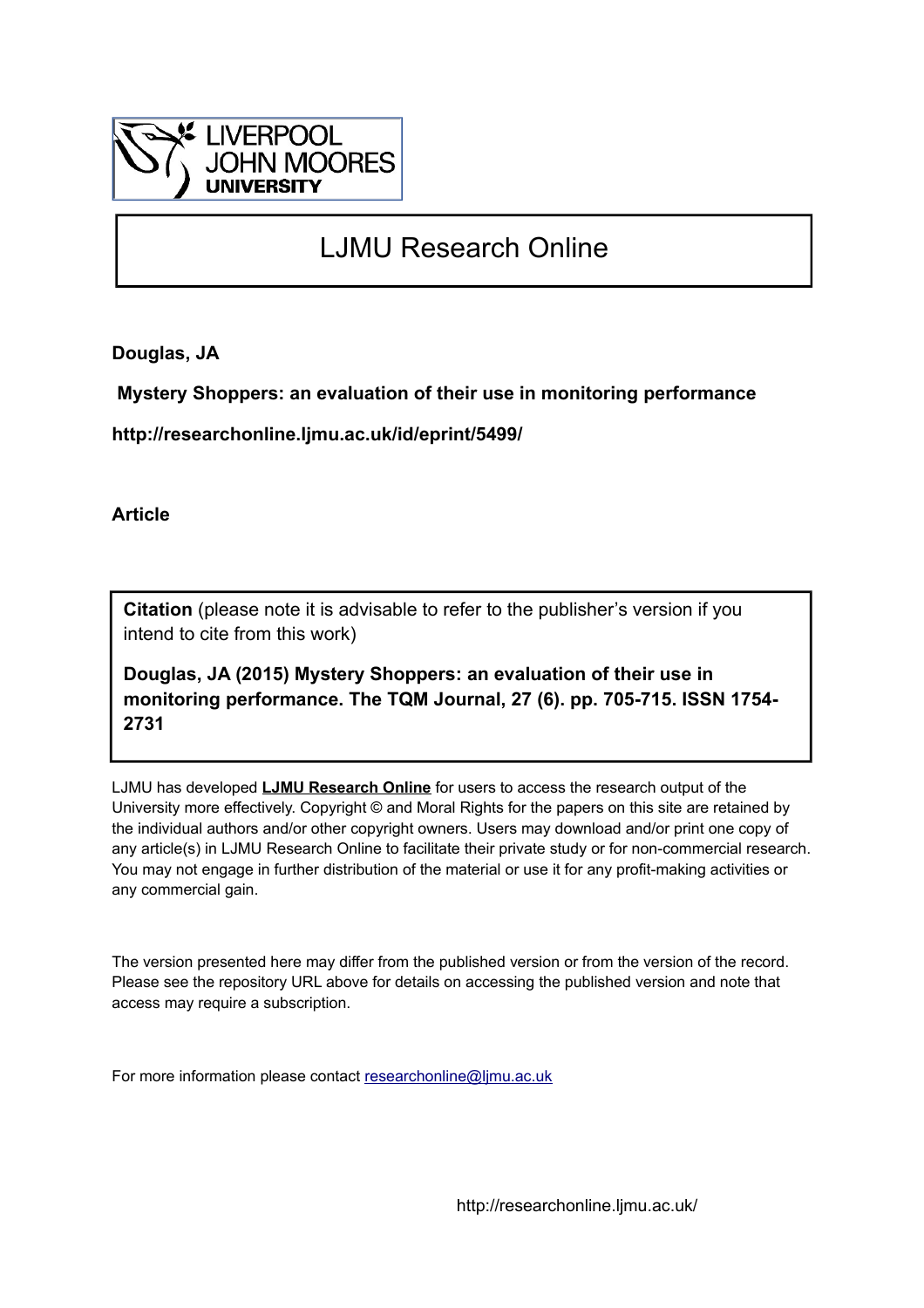LIVERPOOL JOHN MOORES UNIVERSITY

# LJMU Research Online

**Douglas, JA**

**Mystery Shoppers: an evaluation of their use in monitoring performance**

**http://researchonline.ljmu.ac.uk/id/eprint/5499/**

**Article**

**Citation** (please note it is advisable to refer to the publisher's version if you intend to cite from this work)

**Douglas, JA (2015) Mystery Shoppers: an evaluation of their use in monitoring performance. The TQM Journal, 27 (6). pp. 705-715. ISSN 1754-2731**

LJMU has developed **LJMU Research Online** for users to access the research output of the University more effectively. Copyright © and Moral Rights for the papers on this site are retained by the individual authors and/or other copyright owners. Users may download and/or print one copy of any article(s) in LJMU Research Online to facilitate their private study or for non-commercial research. You may not engage in further distribution of the material or use it for any profit-making activities or any commercial gain.

The version presented here may differ from the published version or from the version of the record. Please see the repository URL above for details on accessing the published version and note that access may require a subscription.

For more information please contact researchonline@ljmu.ac.uk

http://researchonline.ljmu.ac.uk/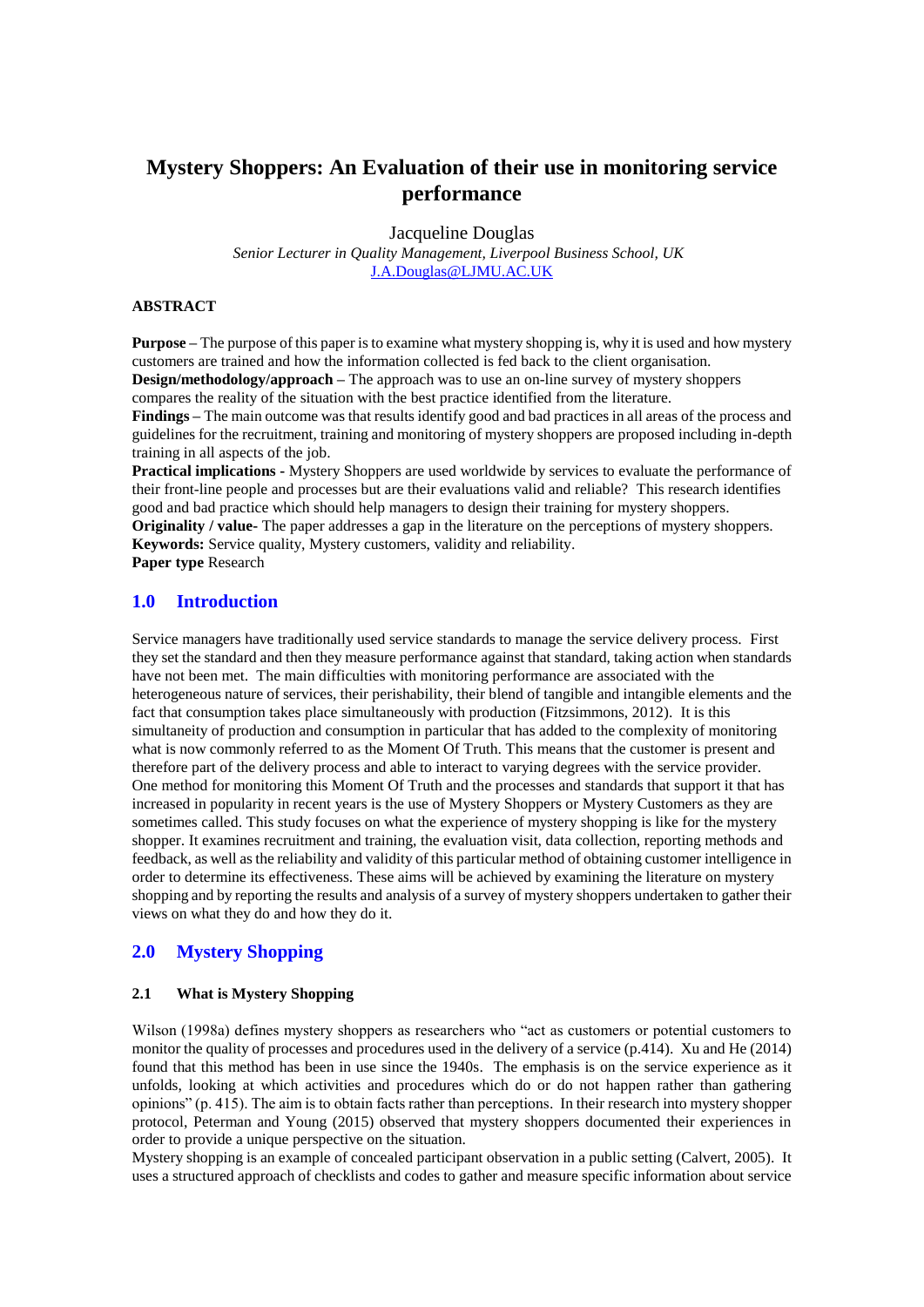# Mystery Shoppers: An Evaluation of their use in monitoring service performance

Jacqueline Douglas

*Senior Lecturer in Quality Management, Liverpool Business School, UK*

J.A.Douglas@LJMU.AC.UK

### ABSTRACT

**Purpose** – The purpose of this paper is to examine what mystery shopping is, why it is used and how mystery customers are trained and how the information collected is fed back to the client organisation.
**Design/methodology/approach** – The approach was to use an on-line survey of mystery shoppers compares the reality of the situation with the best practice identified from the literature.
**Findings** – The main outcome was that results identify good and bad practices in all areas of the process and guidelines for the recruitment, training and monitoring of mystery shoppers are proposed including in-depth training in all aspects of the job.
**Practical implications** - Mystery Shoppers are used worldwide by services to evaluate the performance of their front-line people and processes but are their evaluations valid and reliable? This research identifies good and bad practice which should help managers to design their training for mystery shoppers.
**Originality / value**- The paper addresses a gap in the literature on the perceptions of mystery shoppers.
**Keywords:** Service quality, Mystery customers, validity and reliability.
**Paper type** Research

## 1.0 Introduction

Service managers have traditionally used service standards to manage the service delivery process. First they set the standard and then they measure performance against that standard, taking action when standards have not been met. The main difficulties with monitoring performance are associated with the heterogeneous nature of services, their perishability, their blend of tangible and intangible elements and the fact that consumption takes place simultaneously with production (Fitzsimmons, 2012). It is this simultaneity of production and consumption in particular that has added to the complexity of monitoring what is now commonly referred to as the Moment Of Truth. This means that the customer is present and therefore part of the delivery process and able to interact to varying degrees with the service provider. One method for monitoring this Moment Of Truth and the processes and standards that support it that has increased in popularity in recent years is the use of Mystery Shoppers or Mystery Customers as they are sometimes called. This study focuses on what the experience of mystery shopping is like for the mystery shopper. It examines recruitment and training, the evaluation visit, data collection, reporting methods and feedback, as well as the reliability and validity of this particular method of obtaining customer intelligence in order to determine its effectiveness. These aims will be achieved by examining the literature on mystery shopping and by reporting the results and analysis of a survey of mystery shoppers undertaken to gather their views on what they do and how they do it.

## 2.0 Mystery Shopping

### 2.1 What is Mystery Shopping

Wilson (1998a) defines mystery shoppers as researchers who "act as customers or potential customers to monitor the quality of processes and procedures used in the delivery of a service (p.414). Xu and He (2014) found that this method has been in use since the 1940s. The emphasis is on the service experience as it unfolds, looking at which activities and procedures which do or do not happen rather than gathering opinions" (p. 415). The aim is to obtain facts rather than perceptions. In their research into mystery shopper protocol, Peterman and Young (2015) observed that mystery shoppers documented their experiences in order to provide a unique perspective on the situation.
Mystery shopping is an example of concealed participant observation in a public setting (Calvert, 2005). It uses a structured approach of checklists and codes to gather and measure specific information about service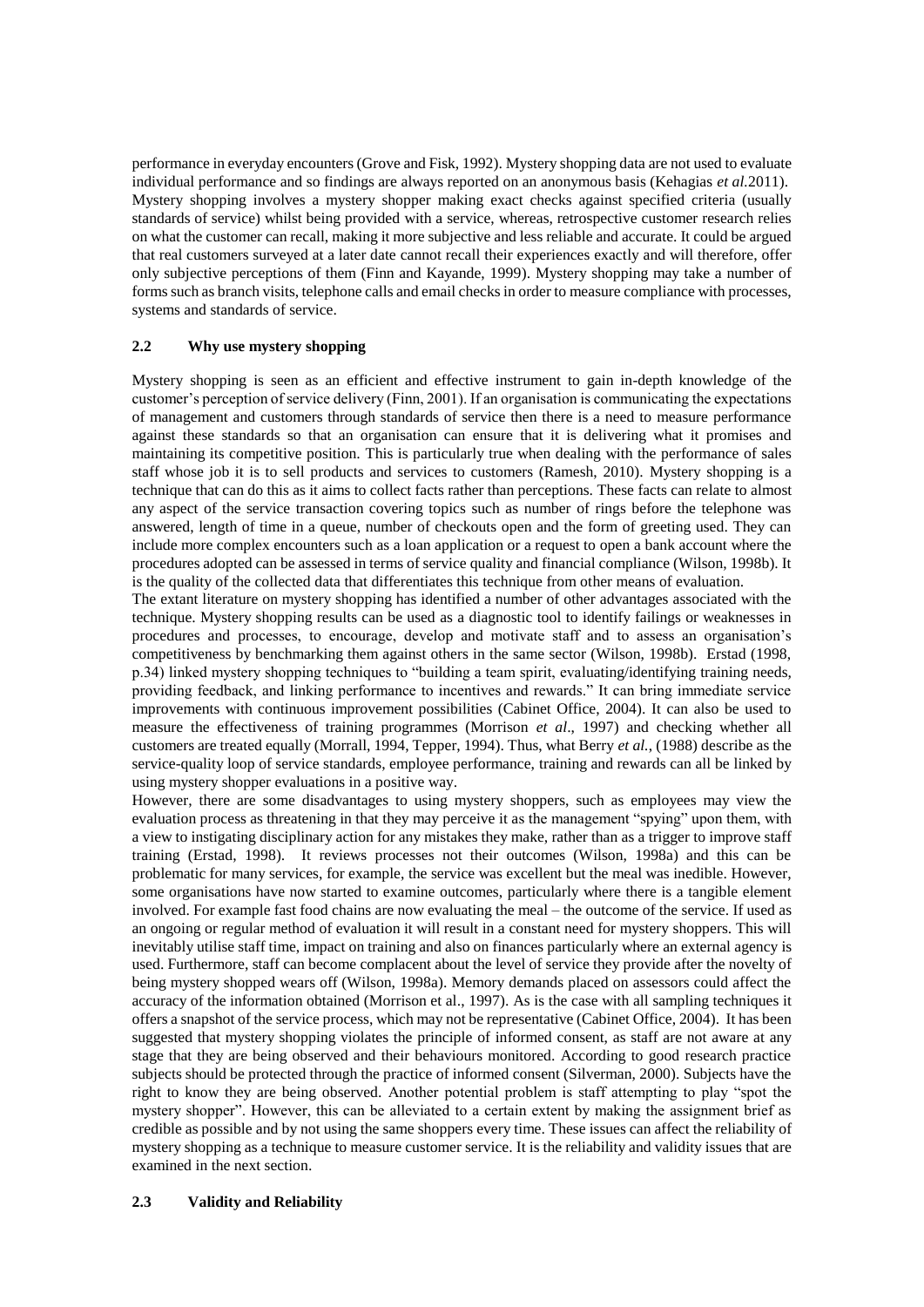performance in everyday encounters (Grove and Fisk, 1992). Mystery shopping data are not used to evaluate individual performance and so findings are always reported on an anonymous basis (Kehagias *et al.*2011). Mystery shopping involves a mystery shopper making exact checks against specified criteria (usually standards of service) whilst being provided with a service, whereas, retrospective customer research relies on what the customer can recall, making it more subjective and less reliable and accurate. It could be argued that real customers surveyed at a later date cannot recall their experiences exactly and will therefore, offer only subjective perceptions of them (Finn and Kayande, 1999). Mystery shopping may take a number of forms such as branch visits, telephone calls and email checks in order to measure compliance with processes, systems and standards of service.

### 2.2 Why use mystery shopping

Mystery shopping is seen as an efficient and effective instrument to gain in-depth knowledge of the customer's perception of service delivery (Finn, 2001). If an organisation is communicating the expectations of management and customers through standards of service then there is a need to measure performance against these standards so that an organisation can ensure that it is delivering what it promises and maintaining its competitive position. This is particularly true when dealing with the performance of sales staff whose job it is to sell products and services to customers (Ramesh, 2010). Mystery shopping is a technique that can do this as it aims to collect facts rather than perceptions. These facts can relate to almost any aspect of the service transaction covering topics such as number of rings before the telephone was answered, length of time in a queue, number of checkouts open and the form of greeting used. They can include more complex encounters such as a loan application or a request to open a bank account where the procedures adopted can be assessed in terms of service quality and financial compliance (Wilson, 1998b). It is the quality of the collected data that differentiates this technique from other means of evaluation.

The extant literature on mystery shopping has identified a number of other advantages associated with the technique. Mystery shopping results can be used as a diagnostic tool to identify failings or weaknesses in procedures and processes, to encourage, develop and motivate staff and to assess an organisation's competitiveness by benchmarking them against others in the same sector (Wilson, 1998b). Erstad (1998, p.34) linked mystery shopping techniques to "building a team spirit, evaluating/identifying training needs, providing feedback, and linking performance to incentives and rewards." It can bring immediate service improvements with continuous improvement possibilities (Cabinet Office, 2004). It can also be used to measure the effectiveness of training programmes (Morrison *et al*., 1997) and checking whether all customers are treated equally (Morrall, 1994, Tepper, 1994). Thus, what Berry *et al.*, (1988) describe as the service-quality loop of service standards, employee performance, training and rewards can all be linked by using mystery shopper evaluations in a positive way.

However, there are some disadvantages to using mystery shoppers, such as employees may view the evaluation process as threatening in that they may perceive it as the management "spying" upon them, with a view to instigating disciplinary action for any mistakes they make, rather than as a trigger to improve staff training (Erstad, 1998). It reviews processes not their outcomes (Wilson, 1998a) and this can be problematic for many services, for example, the service was excellent but the meal was inedible. However, some organisations have now started to examine outcomes, particularly where there is a tangible element involved. For example fast food chains are now evaluating the meal – the outcome of the service. If used as an ongoing or regular method of evaluation it will result in a constant need for mystery shoppers. This will inevitably utilise staff time, impact on training and also on finances particularly where an external agency is used. Furthermore, staff can become complacent about the level of service they provide after the novelty of being mystery shopped wears off (Wilson, 1998a). Memory demands placed on assessors could affect the accuracy of the information obtained (Morrison et al., 1997). As is the case with all sampling techniques it offers a snapshot of the service process, which may not be representative (Cabinet Office, 2004). It has been suggested that mystery shopping violates the principle of informed consent, as staff are not aware at any stage that they are being observed and their behaviours monitored. According to good research practice subjects should be protected through the practice of informed consent (Silverman, 2000). Subjects have the right to know they are being observed. Another potential problem is staff attempting to play "spot the mystery shopper". However, this can be alleviated to a certain extent by making the assignment brief as credible as possible and by not using the same shoppers every time. These issues can affect the reliability of mystery shopping as a technique to measure customer service. It is the reliability and validity issues that are examined in the next section.

### 2.3 Validity and Reliability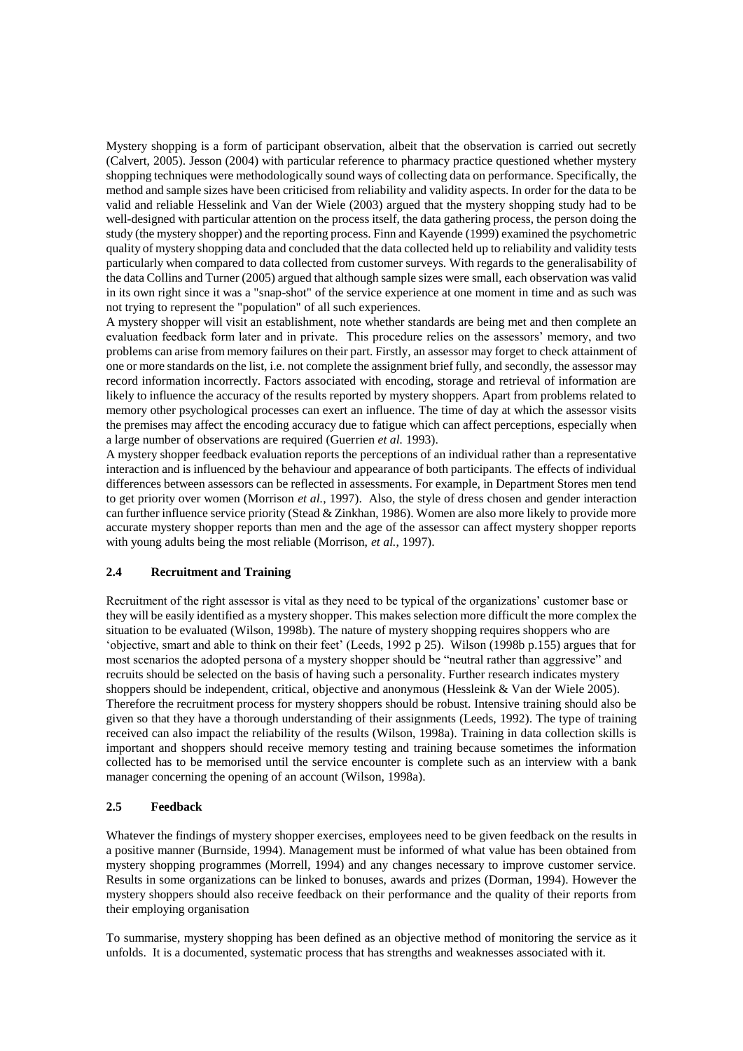Mystery shopping is a form of participant observation, albeit that the observation is carried out secretly (Calvert, 2005). Jesson (2004) with particular reference to pharmacy practice questioned whether mystery shopping techniques were methodologically sound ways of collecting data on performance. Specifically, the method and sample sizes have been criticised from reliability and validity aspects. In order for the data to be valid and reliable Hesselink and Van der Wiele (2003) argued that the mystery shopping study had to be well-designed with particular attention on the process itself, the data gathering process, the person doing the study (the mystery shopper) and the reporting process. Finn and Kayende (1999) examined the psychometric quality of mystery shopping data and concluded that the data collected held up to reliability and validity tests particularly when compared to data collected from customer surveys. With regards to the generalisability of the data Collins and Turner (2005) argued that although sample sizes were small, each observation was valid in its own right since it was a "snap-shot" of the service experience at one moment in time and as such was not trying to represent the "population" of all such experiences.

A mystery shopper will visit an establishment, note whether standards are being met and then complete an evaluation feedback form later and in private. This procedure relies on the assessors' memory, and two problems can arise from memory failures on their part. Firstly, an assessor may forget to check attainment of one or more standards on the list, i.e. not complete the assignment brief fully, and secondly, the assessor may record information incorrectly. Factors associated with encoding, storage and retrieval of information are likely to influence the accuracy of the results reported by mystery shoppers. Apart from problems related to memory other psychological processes can exert an influence. The time of day at which the assessor visits the premises may affect the encoding accuracy due to fatigue which can affect perceptions, especially when a large number of observations are required (Guerrien *et al.* 1993).

A mystery shopper feedback evaluation reports the perceptions of an individual rather than a representative interaction and is influenced by the behaviour and appearance of both participants. The effects of individual differences between assessors can be reflected in assessments. For example, in Department Stores men tend to get priority over women (Morrison *et al.*, 1997). Also, the style of dress chosen and gender interaction can further influence service priority (Stead & Zinkhan, 1986). Women are also more likely to provide more accurate mystery shopper reports than men and the age of the assessor can affect mystery shopper reports with young adults being the most reliable (Morrison, *et al.*, 1997).

### 2.4 Recruitment and Training

Recruitment of the right assessor is vital as they need to be typical of the organizations' customer base or they will be easily identified as a mystery shopper. This makes selection more difficult the more complex the situation to be evaluated (Wilson, 1998b). The nature of mystery shopping requires shoppers who are 'objective, smart and able to think on their feet' (Leeds, 1992 p 25). Wilson (1998b p.155) argues that for most scenarios the adopted persona of a mystery shopper should be "neutral rather than aggressive" and recruits should be selected on the basis of having such a personality. Further research indicates mystery shoppers should be independent, critical, objective and anonymous (Hessleink & Van der Wiele 2005). Therefore the recruitment process for mystery shoppers should be robust. Intensive training should also be given so that they have a thorough understanding of their assignments (Leeds, 1992). The type of training received can also impact the reliability of the results (Wilson, 1998a). Training in data collection skills is important and shoppers should receive memory testing and training because sometimes the information collected has to be memorised until the service encounter is complete such as an interview with a bank manager concerning the opening of an account (Wilson, 1998a).

### 2.5 Feedback

Whatever the findings of mystery shopper exercises, employees need to be given feedback on the results in a positive manner (Burnside, 1994). Management must be informed of what value has been obtained from mystery shopping programmes (Morrell, 1994) and any changes necessary to improve customer service. Results in some organizations can be linked to bonuses, awards and prizes (Dorman, 1994). However the mystery shoppers should also receive feedback on their performance and the quality of their reports from their employing organisation

To summarise, mystery shopping has been defined as an objective method of monitoring the service as it unfolds. It is a documented, systematic process that has strengths and weaknesses associated with it.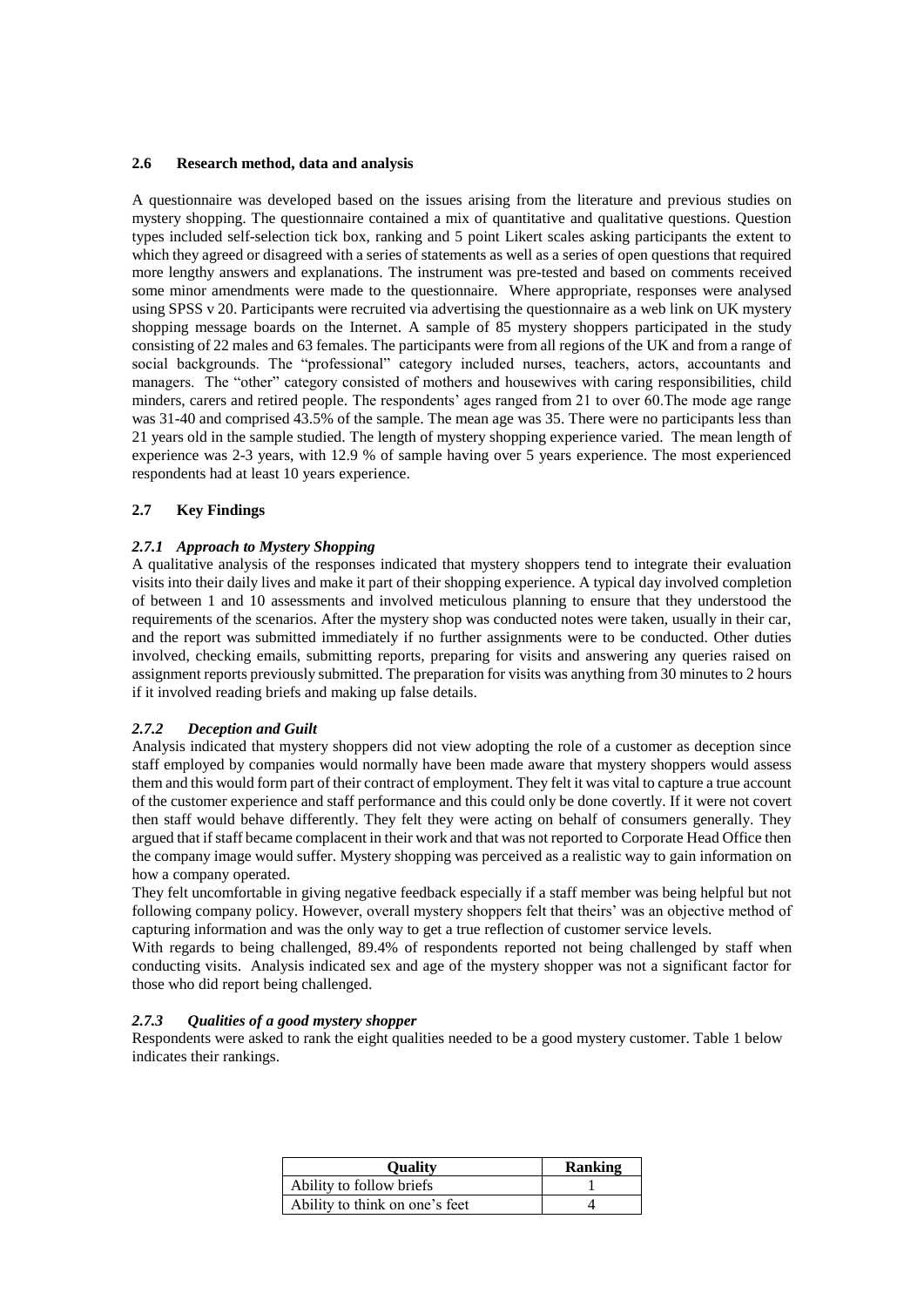### 2.6 Research method, data and analysis

A questionnaire was developed based on the issues arising from the literature and previous studies on mystery shopping. The questionnaire contained a mix of quantitative and qualitative questions. Question types included self-selection tick box, ranking and 5 point Likert scales asking participants the extent to which they agreed or disagreed with a series of statements as well as a series of open questions that required more lengthy answers and explanations. The instrument was pre-tested and based on comments received some minor amendments were made to the questionnaire. Where appropriate, responses were analysed using SPSS v 20. Participants were recruited via advertising the questionnaire as a web link on UK mystery shopping message boards on the Internet. A sample of 85 mystery shoppers participated in the study consisting of 22 males and 63 females. The participants were from all regions of the UK and from a range of social backgrounds. The "professional" category included nurses, teachers, actors, accountants and managers. The "other" category consisted of mothers and housewives with caring responsibilities, child minders, carers and retired people. The respondents' ages ranged from 21 to over 60.The mode age range was 31-40 and comprised 43.5% of the sample. The mean age was 35. There were no participants less than 21 years old in the sample studied. The length of mystery shopping experience varied. The mean length of experience was 2-3 years, with 12.9 % of sample having over 5 years experience. The most experienced respondents had at least 10 years experience.

### 2.7 Key Findings

#### *2.7.1 Approach to Mystery Shopping*

A qualitative analysis of the responses indicated that mystery shoppers tend to integrate their evaluation visits into their daily lives and make it part of their shopping experience. A typical day involved completion of between 1 and 10 assessments and involved meticulous planning to ensure that they understood the requirements of the scenarios. After the mystery shop was conducted notes were taken, usually in their car, and the report was submitted immediately if no further assignments were to be conducted. Other duties involved, checking emails, submitting reports, preparing for visits and answering any queries raised on assignment reports previously submitted. The preparation for visits was anything from 30 minutes to 2 hours if it involved reading briefs and making up false details.

#### *2.7.2 Deception and Guilt*

Analysis indicated that mystery shoppers did not view adopting the role of a customer as deception since staff employed by companies would normally have been made aware that mystery shoppers would assess them and this would form part of their contract of employment. They felt it was vital to capture a true account of the customer experience and staff performance and this could only be done covertly. If it were not covert then staff would behave differently. They felt they were acting on behalf of consumers generally. They argued that if staff became complacent in their work and that was not reported to Corporate Head Office then the company image would suffer. Mystery shopping was perceived as a realistic way to gain information on how a company operated.

They felt uncomfortable in giving negative feedback especially if a staff member was being helpful but not following company policy. However, overall mystery shoppers felt that theirs' was an objective method of capturing information and was the only way to get a true reflection of customer service levels.

With regards to being challenged, 89.4% of respondents reported not being challenged by staff when conducting visits. Analysis indicated sex and age of the mystery shopper was not a significant factor for those who did report being challenged.

#### *2.7.3 Qualities of a good mystery shopper*

Respondents were asked to rank the eight qualities needed to be a good mystery customer. Table 1 below indicates their rankings.

| Quality | Ranking |
| --- | --- |
| Ability to follow briefs | 1 |
| Ability to think on one's feet | 4 |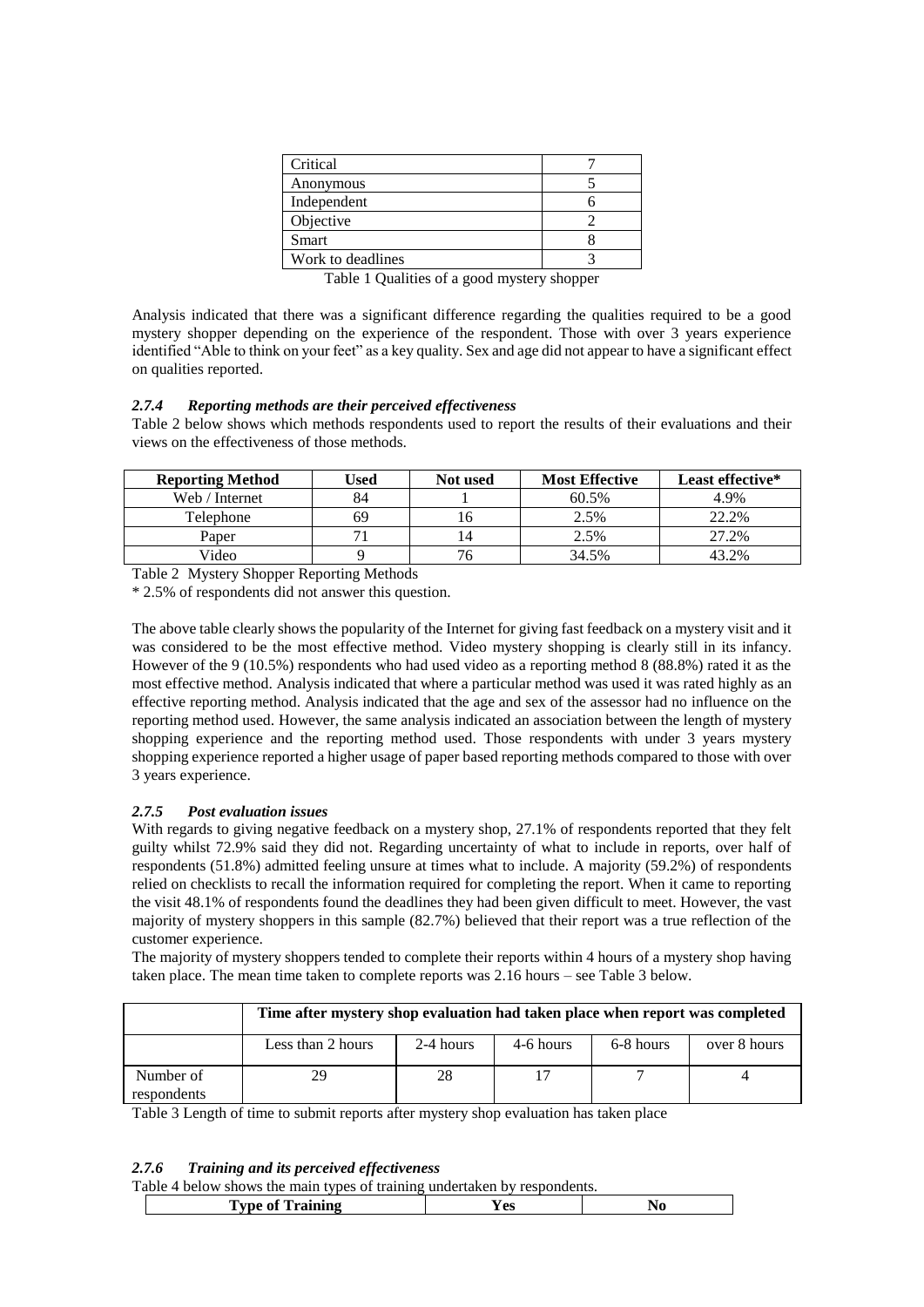| Critical | 7 |
|---|---|
| Anonymous | 5 |
| Independent | 6 |
| Objective | 2 |
| Smart | 8 |
| Work to deadlines | 3 |

Table 1 Qualities of a good mystery shopper

Analysis indicated that there was a significant difference regarding the qualities required to be a good mystery shopper depending on the experience of the respondent. Those with over 3 years experience identified "Able to think on your feet" as a key quality. Sex and age did not appear to have a significant effect on qualities reported.

#### *2.7.4 Reporting methods are their perceived effectiveness*

Table 2 below shows which methods respondents used to report the results of their evaluations and their views on the effectiveness of those methods.

| Reporting Method | Used | Not used | Most Effective | Least effective* |
|---|---|---|---|---|
| Web / Internet | 84 | 1 | 60.5% | 4.9% |
| Telephone | 69 | 16 | 2.5% | 22.2% |
| Paper | 71 | 14 | 2.5% | 27.2% |
| Video | 9 | 76 | 34.5% | 43.2% |

Table 2 Mystery Shopper Reporting Methods

* 2.5% of respondents did not answer this question.

The above table clearly shows the popularity of the Internet for giving fast feedback on a mystery visit and it was considered to be the most effective method. Video mystery shopping is clearly still in its infancy. However of the 9 (10.5%) respondents who had used video as a reporting method 8 (88.8%) rated it as the most effective method. Analysis indicated that where a particular method was used it was rated highly as an effective reporting method. Analysis indicated that the age and sex of the assessor had no influence on the reporting method used. However, the same analysis indicated an association between the length of mystery shopping experience and the reporting method used. Those respondents with under 3 years mystery shopping experience reported a higher usage of paper based reporting methods compared to those with over 3 years experience.

#### *2.7.5 Post evaluation issues*

With regards to giving negative feedback on a mystery shop, 27.1% of respondents reported that they felt guilty whilst 72.9% said they did not. Regarding uncertainty of what to include in reports, over half of respondents (51.8%) admitted feeling unsure at times what to include. A majority (59.2%) of respondents relied on checklists to recall the information required for completing the report. When it came to reporting the visit 48.1% of respondents found the deadlines they had been given difficult to meet. However, the vast majority of mystery shoppers in this sample (82.7%) believed that their report was a true reflection of the customer experience.

The majority of mystery shoppers tended to complete their reports within 4 hours of a mystery shop having taken place. The mean time taken to complete reports was 2.16 hours – see Table 3 below.

| | Time after mystery shop evaluation had taken place when report was completed | | | | |
|---|---|---|---|---|---|
| | Less than 2 hours | 2-4 hours | 4-6 hours | 6-8 hours | over 8 hours |
| Number of respondents | 29 | 28 | 17 | 7 | 4 |

Table 3 Length of time to submit reports after mystery shop evaluation has taken place

#### *2.7.6 Training and its perceived effectiveness*

Table 4 below shows the main types of training undertaken by respondents.

| Type of Training | Yes | No |
|---|---|---|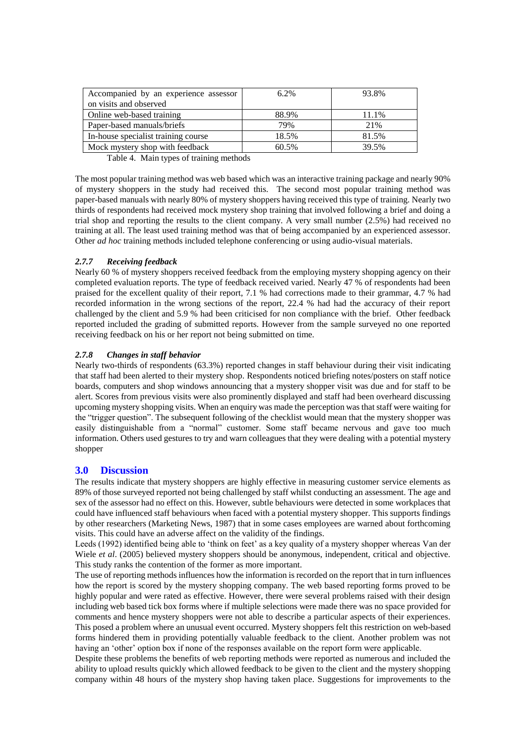| | | |
|---|---|---|
| Accompanied by an experience assessor on visits and observed | 6.2% | 93.8% |
| Online web-based training | 88.9% | 11.1% |
| Paper-based manuals/briefs | 79% | 21% |
| In-house specialist training course | 18.5% | 81.5% |
| Mock mystery shop with feedback | 60.5% | 39.5% |

Table 4. Main types of training methods

The most popular training method was web based which was an interactive training package and nearly 90% of mystery shoppers in the study had received this. The second most popular training method was paper-based manuals with nearly 80% of mystery shoppers having received this type of training. Nearly two thirds of respondents had received mock mystery shop training that involved following a brief and doing a trial shop and reporting the results to the client company. A very small number (2.5%) had received no training at all. The least used training method was that of being accompanied by an experienced assessor. Other *ad hoc* training methods included telephone conferencing or using audio-visual materials.

### *2.7.7 Receiving feedback*

Nearly 60 % of mystery shoppers received feedback from the employing mystery shopping agency on their completed evaluation reports. The type of feedback received varied. Nearly 47 % of respondents had been praised for the excellent quality of their report, 7.1 % had corrections made to their grammar, 4.7 % had recorded information in the wrong sections of the report, 22.4 % had had the accuracy of their report challenged by the client and 5.9 % had been criticised for non compliance with the brief. Other feedback reported included the grading of submitted reports. However from the sample surveyed no one reported receiving feedback on his or her report not being submitted on time.

### *2.7.8 Changes in staff behavior*

Nearly two-thirds of respondents (63.3%) reported changes in staff behaviour during their visit indicating that staff had been alerted to their mystery shop. Respondents noticed briefing notes/posters on staff notice boards, computers and shop windows announcing that a mystery shopper visit was due and for staff to be alert. Scores from previous visits were also prominently displayed and staff had been overheard discussing upcoming mystery shopping visits. When an enquiry was made the perception was that staff were waiting for the "trigger question". The subsequent following of the checklist would mean that the mystery shopper was easily distinguishable from a "normal" customer. Some staff became nervous and gave too much information. Others used gestures to try and warn colleagues that they were dealing with a potential mystery shopper

## 3.0 Discussion

The results indicate that mystery shoppers are highly effective in measuring customer service elements as 89% of those surveyed reported not being challenged by staff whilst conducting an assessment. The age and sex of the assessor had no effect on this. However, subtle behaviours were detected in some workplaces that could have influenced staff behaviours when faced with a potential mystery shopper. This supports findings by other researchers (Marketing News, 1987) that in some cases employees are warned about forthcoming visits. This could have an adverse affect on the validity of the findings.

Leeds (1992) identified being able to 'think on feet' as a key quality of a mystery shopper whereas Van der Wiele *et al*. (2005) believed mystery shoppers should be anonymous, independent, critical and objective. This study ranks the contention of the former as more important.

The use of reporting methods influences how the information is recorded on the report that in turn influences how the report is scored by the mystery shopping company. The web based reporting forms proved to be highly popular and were rated as effective. However, there were several problems raised with their design including web based tick box forms where if multiple selections were made there was no space provided for comments and hence mystery shoppers were not able to describe a particular aspects of their experiences. This posed a problem where an unusual event occurred. Mystery shoppers felt this restriction on web-based forms hindered them in providing potentially valuable feedback to the client. Another problem was not having an 'other' option box if none of the responses available on the report form were applicable.

Despite these problems the benefits of web reporting methods were reported as numerous and included the ability to upload results quickly which allowed feedback to be given to the client and the mystery shopping company within 48 hours of the mystery shop having taken place. Suggestions for improvements to the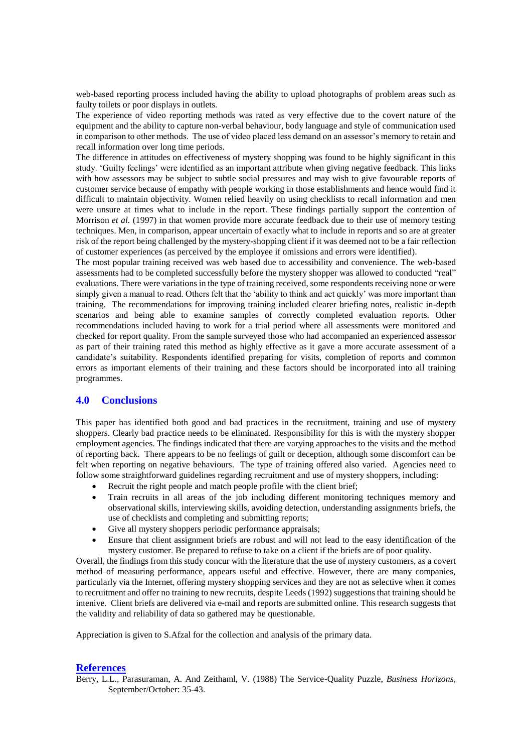web-based reporting process included having the ability to upload photographs of problem areas such as faulty toilets or poor displays in outlets.

The experience of video reporting methods was rated as very effective due to the covert nature of the equipment and the ability to capture non-verbal behaviour, body language and style of communication used in comparison to other methods. The use of video placed less demand on an assessor's memory to retain and recall information over long time periods.

The difference in attitudes on effectiveness of mystery shopping was found to be highly significant in this study. 'Guilty feelings' were identified as an important attribute when giving negative feedback. This links with how assessors may be subject to subtle social pressures and may wish to give favourable reports of customer service because of empathy with people working in those establishments and hence would find it difficult to maintain objectivity. Women relied heavily on using checklists to recall information and men were unsure at times what to include in the report. These findings partially support the contention of Morrison *et al.* (1997) in that women provide more accurate feedback due to their use of memory testing techniques. Men, in comparison, appear uncertain of exactly what to include in reports and so are at greater risk of the report being challenged by the mystery-shopping client if it was deemed not to be a fair reflection of customer experiences (as perceived by the employee if omissions and errors were identified).

The most popular training received was web based due to accessibility and convenience. The web-based assessments had to be completed successfully before the mystery shopper was allowed to conducted "real" evaluations. There were variations in the type of training received, some respondents receiving none or were simply given a manual to read. Others felt that the 'ability to think and act quickly' was more important than training. The recommendations for improving training included clearer briefing notes, realistic in-depth scenarios and being able to examine samples of correctly completed evaluation reports. Other recommendations included having to work for a trial period where all assessments were monitored and checked for report quality. From the sample surveyed those who had accompanied an experienced assessor as part of their training rated this method as highly effective as it gave a more accurate assessment of a candidate's suitability. Respondents identified preparing for visits, completion of reports and common errors as important elements of their training and these factors should be incorporated into all training programmes.

## 4.0 Conclusions

This paper has identified both good and bad practices in the recruitment, training and use of mystery shoppers. Clearly bad practice needs to be eliminated. Responsibility for this is with the mystery shopper employment agencies. The findings indicated that there are varying approaches to the visits and the method of reporting back. There appears to be no feelings of guilt or deception, although some discomfort can be felt when reporting on negative behaviours. The type of training offered also varied. Agencies need to follow some straightforward guidelines regarding recruitment and use of mystery shoppers, including:

- Recruit the right people and match people profile with the client brief;
- Train recruits in all areas of the job including different monitoring techniques memory and observational skills, interviewing skills, avoiding detection, understanding assignments briefs, the use of checklists and completing and submitting reports;
- Give all mystery shoppers periodic performance appraisals;
- Ensure that client assignment briefs are robust and will not lead to the easy identification of the mystery customer. Be prepared to refuse to take on a client if the briefs are of poor quality.

Overall, the findings from this study concur with the literature that the use of mystery customers, as a covert method of measuring performance, appears useful and effective. However, there are many companies, particularly via the Internet, offering mystery shopping services and they are not as selective when it comes to recruitment and offer no training to new recruits, despite Leeds (1992) suggestions that training should be intenive. Client briefs are delivered via e-mail and reports are submitted online. This research suggests that the validity and reliability of data so gathered may be questionable.

Appreciation is given to S.Afzal for the collection and analysis of the primary data.

## References

Berry, L.L., Parasuraman, A. And Zeithaml, V. (1988) The Service-Quality Puzzle, *Business Horizons*, September/October: 35-43.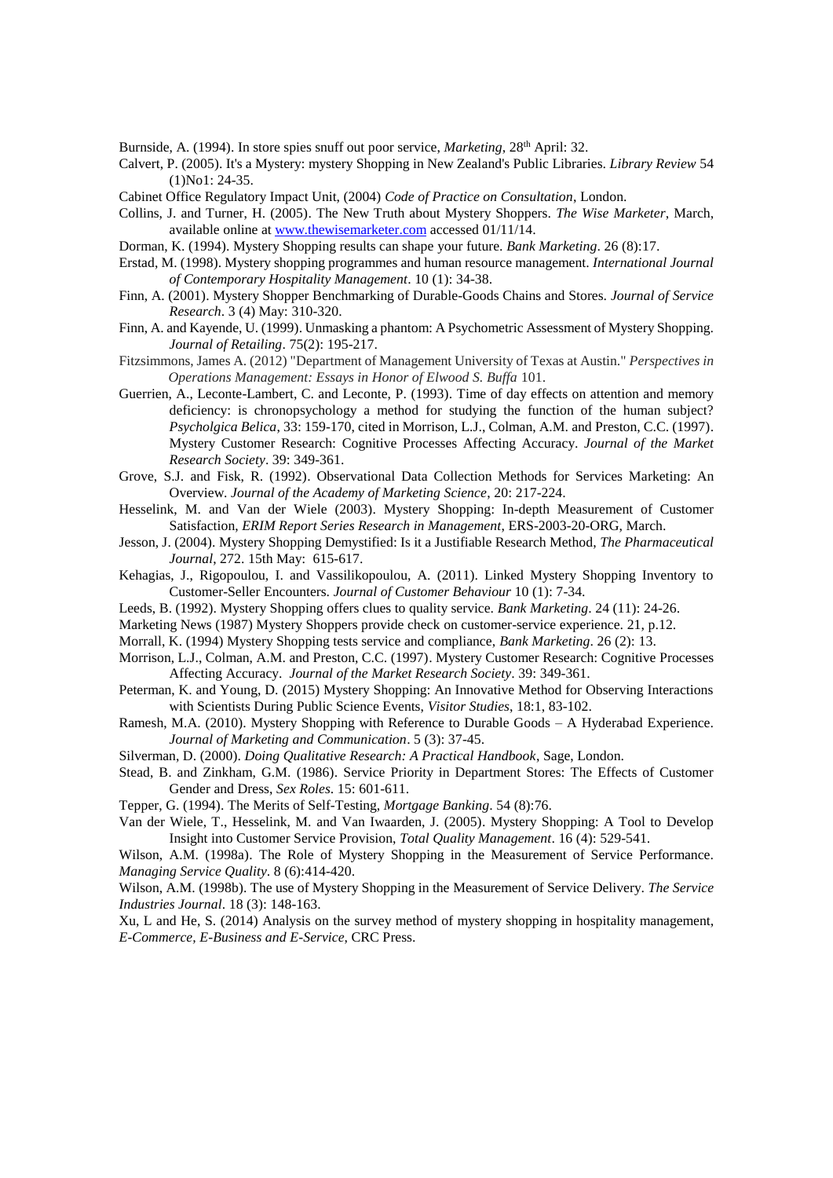Burnside, A. (1994). In store spies snuff out poor service, *Marketing*, 28th April: 32.

Calvert, P. (2005). It's a Mystery: mystery Shopping in New Zealand's Public Libraries. *Library Review* 54 (1)No1: 24-35.

Cabinet Office Regulatory Impact Unit, (2004) *Code of Practice on Consultation*, London.

Collins, J. and Turner, H. (2005). The New Truth about Mystery Shoppers. *The Wise Marketer*, March, available online at www.thewisemarketer.com accessed 01/11/14.

Dorman, K. (1994). Mystery Shopping results can shape your future. *Bank Marketing*. 26 (8):17.

Erstad, M. (1998). Mystery shopping programmes and human resource management. *International Journal of Contemporary Hospitality Management*. 10 (1): 34-38.

Finn, A. (2001). Mystery Shopper Benchmarking of Durable-Goods Chains and Stores. *Journal of Service Research*. 3 (4) May: 310-320.

Finn, A. and Kayende, U. (1999). Unmasking a phantom: A Psychometric Assessment of Mystery Shopping. *Journal of Retailing*. 75(2): 195-217.

Fitzsimmons, James A. (2012) "Department of Management University of Texas at Austin." *Perspectives in Operations Management: Essays in Honor of Elwood S. Buffa* 101.

Guerrien, A., Leconte-Lambert, C. and Leconte, P. (1993). Time of day effects on attention and memory deficiency: is chronopsychology a method for studying the function of the human subject? *Psycholgica Belica*, 33: 159-170, cited in Morrison, L.J., Colman, A.M. and Preston, C.C. (1997). Mystery Customer Research: Cognitive Processes Affecting Accuracy. *Journal of the Market Research Society*. 39: 349-361.

Grove, S.J. and Fisk, R. (1992). Observational Data Collection Methods for Services Marketing: An Overview. *Journal of the Academy of Marketing Science*, 20: 217-224.

Hesselink, M. and Van der Wiele (2003). Mystery Shopping: In-depth Measurement of Customer Satisfaction, *ERIM Report Series Research in Management*, ERS-2003-20-ORG, March.

Jesson, J. (2004). Mystery Shopping Demystified: Is it a Justifiable Research Method, *The Pharmaceutical Journal*, 272. 15th May: 615-617.

Kehagias, J., Rigopoulou, I. and Vassilikopoulou, A. (2011). Linked Mystery Shopping Inventory to Customer-Seller Encounters. *Journal of Customer Behaviour* 10 (1): 7-34.

Leeds, B. (1992). Mystery Shopping offers clues to quality service. *Bank Marketing*. 24 (11): 24-26.

Marketing News (1987) Mystery Shoppers provide check on customer-service experience. 21, p.12.

Morrall, K. (1994) Mystery Shopping tests service and compliance, *Bank Marketing*. 26 (2): 13.

Morrison, L.J., Colman, A.M. and Preston, C.C. (1997). Mystery Customer Research: Cognitive Processes Affecting Accuracy. *Journal of the Market Research Society*. 39: 349-361.

Peterman, K. and Young, D. (2015) Mystery Shopping: An Innovative Method for Observing Interactions with Scientists During Public Science Events, *Visitor Studies*, 18:1, 83-102.

Ramesh, M.A. (2010). Mystery Shopping with Reference to Durable Goods – A Hyderabad Experience. *Journal of Marketing and Communication*. 5 (3): 37-45.

Silverman, D. (2000). *Doing Qualitative Research: A Practical Handbook*, Sage, London.

Stead, B. and Zinkham, G.M. (1986). Service Priority in Department Stores: The Effects of Customer Gender and Dress, *Sex Roles*. 15: 601-611.

Tepper, G. (1994). The Merits of Self-Testing, *Mortgage Banking*. 54 (8):76.

Van der Wiele, T., Hesselink, M. and Van Iwaarden, J. (2005). Mystery Shopping: A Tool to Develop Insight into Customer Service Provision, *Total Quality Management*. 16 (4): 529-541.

Wilson, A.M. (1998a). The Role of Mystery Shopping in the Measurement of Service Performance. *Managing Service Quality*. 8 (6):414-420.

Wilson, A.M. (1998b). The use of Mystery Shopping in the Measurement of Service Delivery. *The Service Industries Journal*. 18 (3): 148-163.

Xu, L and He, S. (2014) Analysis on the survey method of mystery shopping in hospitality management, *E-Commerce, E-Business and E-Service*, CRC Press.